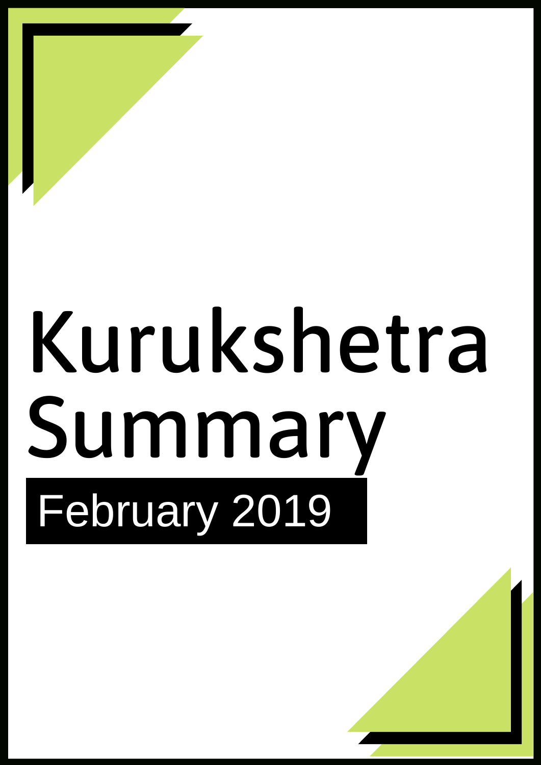# Kurukshetra Summary

February 2019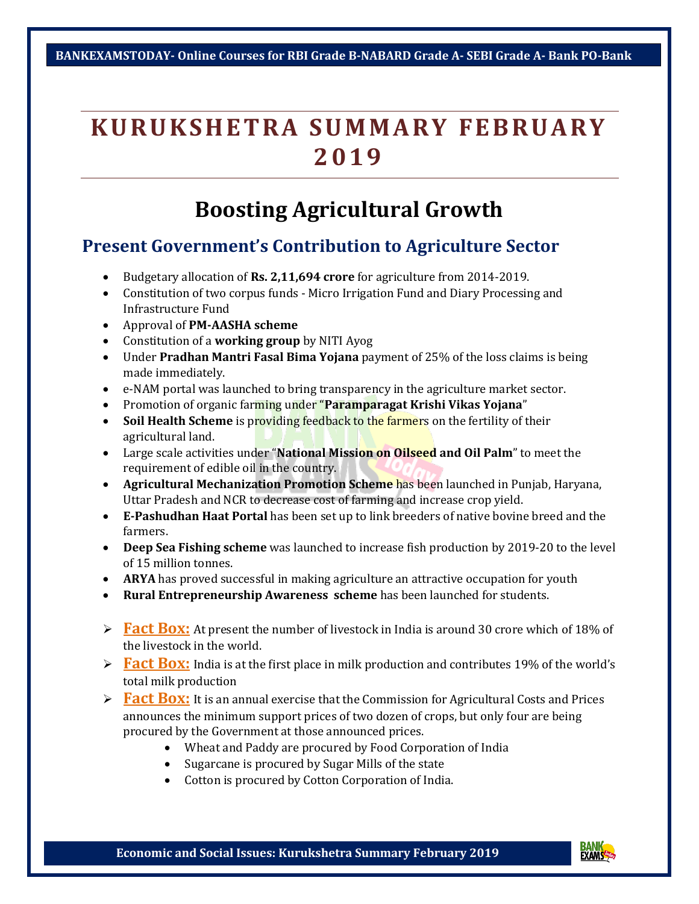# KURUKSHETRA SUMMARY FEBRUARY 2019

# Boosting Agricultural Growth

## Present Government's Contribution to Agriculture Sector

- Budgetary allocation of **Rs. 2,11,694 crore** for agriculture from 2014-2019.
- Constitution of two corpus funds - Micro Irrigation Fund and Diary Processing and Infrastructure Fund
- Approval of **PM-AASHA scheme**
- Constitution of a **working group** by NITI Ayog
- Under **Pradhan Mantri Fasal Bima Yojana** payment of 25% of the loss claims is being made immediately.
- e-NAM portal was launched to bring transparency in the agriculture market sector.
- Promotion of organic farming under "**Paramparagat Krishi Vikas Yojana**"
- **Soil Health Scheme** is providing feedback to the farmers on the fertility of their agricultural land.
- Large scale activities under "**National Mission on Oilseed and Oil Palm**" to meet the requirement of edible oil in the country.
- **Agricultural Mechanization Promotion Scheme** has been launched in Punjab, Haryana, Uttar Pradesh and NCR to decrease cost of farming and increase crop yield.
- **E-Pashudhan Haat Portal** has been set up to link breeders of native bovine breed and the farmers.
- **Deep Sea Fishing scheme** was launched to increase fish production by 2019-20 to the level of 15 million tonnes.
- **ARYA** has proved successful in making agriculture an attractive occupation for youth
- **Rural Entrepreneurship Awareness scheme** has been launched for students.

- **Fact Box:** At present the number of livestock in India is around 30 crore which of 18% of the livestock in the world.
- **Fact Box:** India is at the first place in milk production and contributes 19% of the world's total milk production
- **Fact Box:** It is an annual exercise that the Commission for Agricultural Costs and Prices announces the minimum support prices of two dozen of crops, but only four are being procured by the Government at those announced prices.
  - Wheat and Paddy are procured by Food Corporation of India
  - Sugarcane is procured by Sugar Mills of the state
  - Cotton is procured by Cotton Corporation of India.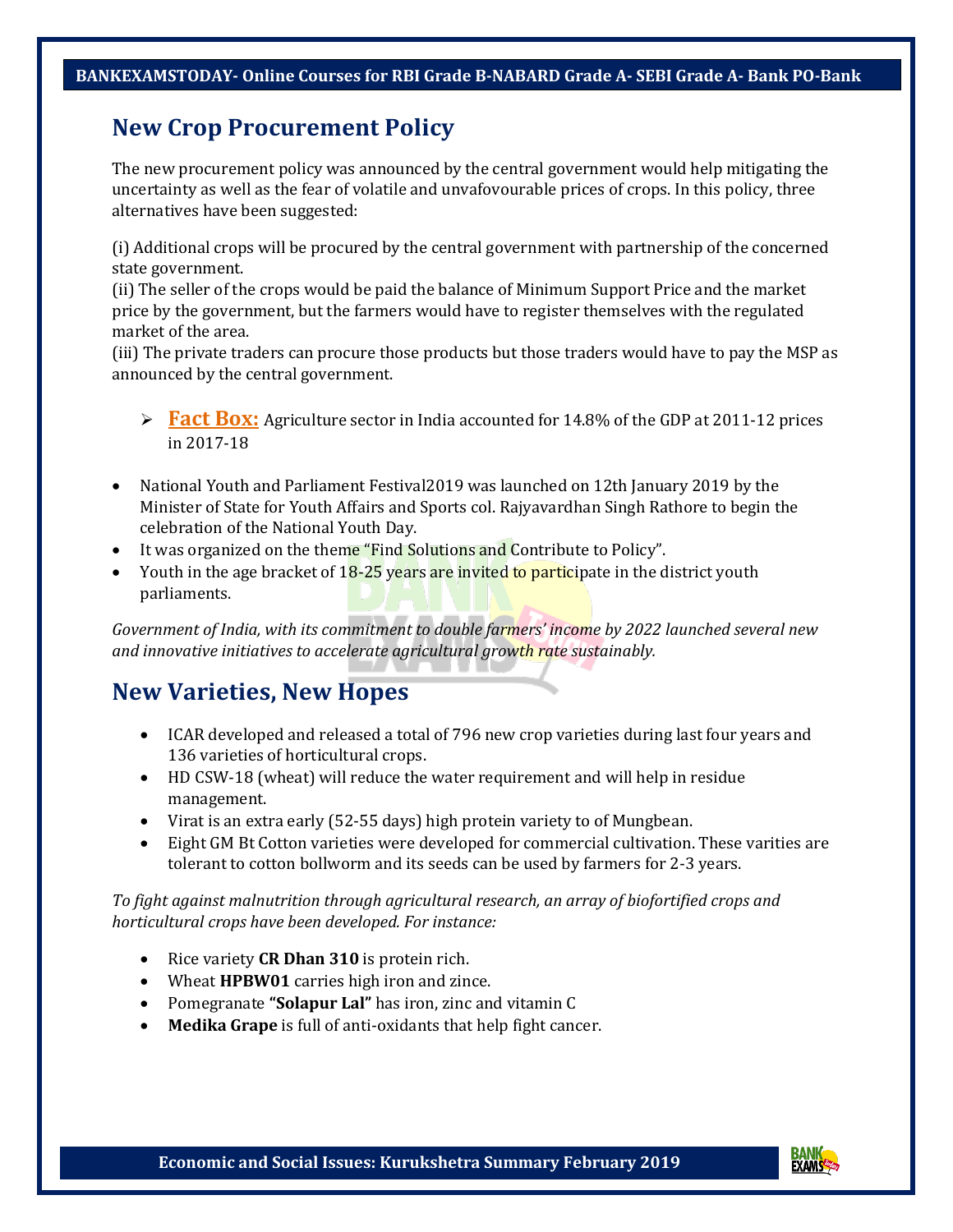## New Crop Procurement Policy

The new procurement policy was announced by the central government would help mitigating the uncertainty as well as the fear of volatile and unvafovourable prices of crops. In this policy, three alternatives have been suggested:

(i) Additional crops will be procured by the central government with partnership of the concerned state government.
(ii) The seller of the crops would be paid the balance of Minimum Support Price and the market price by the government, but the farmers would have to register themselves with the regulated market of the area.
(iii) The private traders can procure those products but those traders would have to pay the MSP as announced by the central government.

- **Fact Box:** Agriculture sector in India accounted for 14.8% of the GDP at 2011-12 prices in 2017-18

- National Youth and Parliament Festival2019 was launched on 12th January 2019 by the Minister of State for Youth Affairs and Sports col. Rajyavardhan Singh Rathore to begin the celebration of the National Youth Day.
- It was organized on the theme "Find Solutions and Contribute to Policy".
- Youth in the age bracket of 18-25 years are invited to participate in the district youth parliaments.

*Government of India, with its commitment to double farmers' income by 2022 launched several new and innovative initiatives to accelerate agricultural growth rate sustainably.*

## New Varieties, New Hopes

- ICAR developed and released a total of 796 new crop varieties during last four years and 136 varieties of horticultural crops.
- HD CSW-18 (wheat) will reduce the water requirement and will help in residue management.
- Virat is an extra early (52-55 days) high protein variety to of Mungbean.
- Eight GM Bt Cotton varieties were developed for commercial cultivation. These varities are tolerant to cotton bollworm and its seeds can be used by farmers for 2-3 years.

*To fight against malnutrition through agricultural research, an array of biofortified crops and horticultural crops have been developed. For instance:*

- Rice variety **CR Dhan 310** is protein rich.
- Wheat **HPBW01** carries high iron and zince.
- Pomegranate **"Solapur Lal"** has iron, zinc and vitamin C
- **Medika Grape** is full of anti-oxidants that help fight cancer.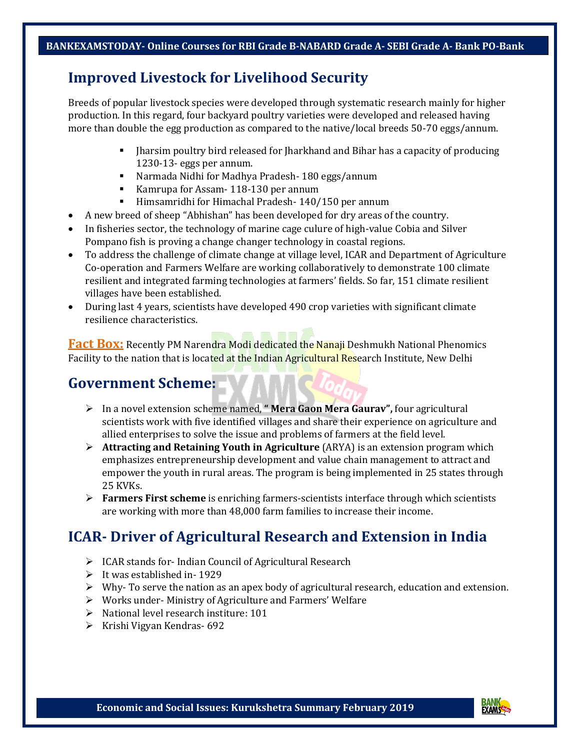## Improved Livestock for Livelihood Security

Breeds of popular livestock species were developed through systematic research mainly for higher production. In this regard, four backyard poultry varieties were developed and released having more than double the egg production as compared to the native/local breeds 50-70 eggs/annum.

- Jharsim poultry bird released for Jharkhand and Bihar has a capacity of producing 1230-13- eggs per annum.
- Narmada Nidhi for Madhya Pradesh- 180 eggs/annum
- Kamrupa for Assam- 118-130 per annum
- Himsamridhi for Himachal Pradesh- 140/150 per annum

- A new breed of sheep "Abhishan" has been developed for dry areas of the country.
- In fisheries sector, the technology of marine cage culure of high-value Cobia and Silver Pompano fish is proving a change changer technology in coastal regions.
- To address the challenge of climate change at village level, ICAR and Department of Agriculture Co-operation and Farmers Welfare are working collaboratively to demonstrate 100 climate resilient and integrated farming technologies at farmers' fields. So far, 151 climate resilient villages have been established.
- During last 4 years, scientists have developed 490 crop varieties with significant climate resilience characteristics.

**Fact Box:** Recently PM Narendra Modi dedicated the Nanaji Deshmukh National Phenomics Facility to the nation that is located at the Indian Agricultural Research Institute, New Delhi

## Government Scheme:

- In a novel extension scheme named, **" Mera Gaon Mera Gaurav",** four agricultural scientists work with five identified villages and share their experience on agriculture and allied enterprises to solve the issue and problems of farmers at the field level.
- **Attracting and Retaining Youth in Agriculture** (ARYA) is an extension program which emphasizes entrepreneurship development and value chain management to attract and empower the youth in rural areas. The program is being implemented in 25 states through 25 KVKs.
- **Farmers First scheme** is enriching farmers-scientists interface through which scientists are working with more than 48,000 farm families to increase their income.

## ICAR- Driver of Agricultural Research and Extension in India

- ICAR stands for- Indian Council of Agricultural Research
- It was established in- 1929
- Why- To serve the nation as an apex body of agricultural research, education and extension.
- Works under- Ministry of Agriculture and Farmers' Welfare
- National level research institure: 101
- Krishi Vigyan Kendras- 692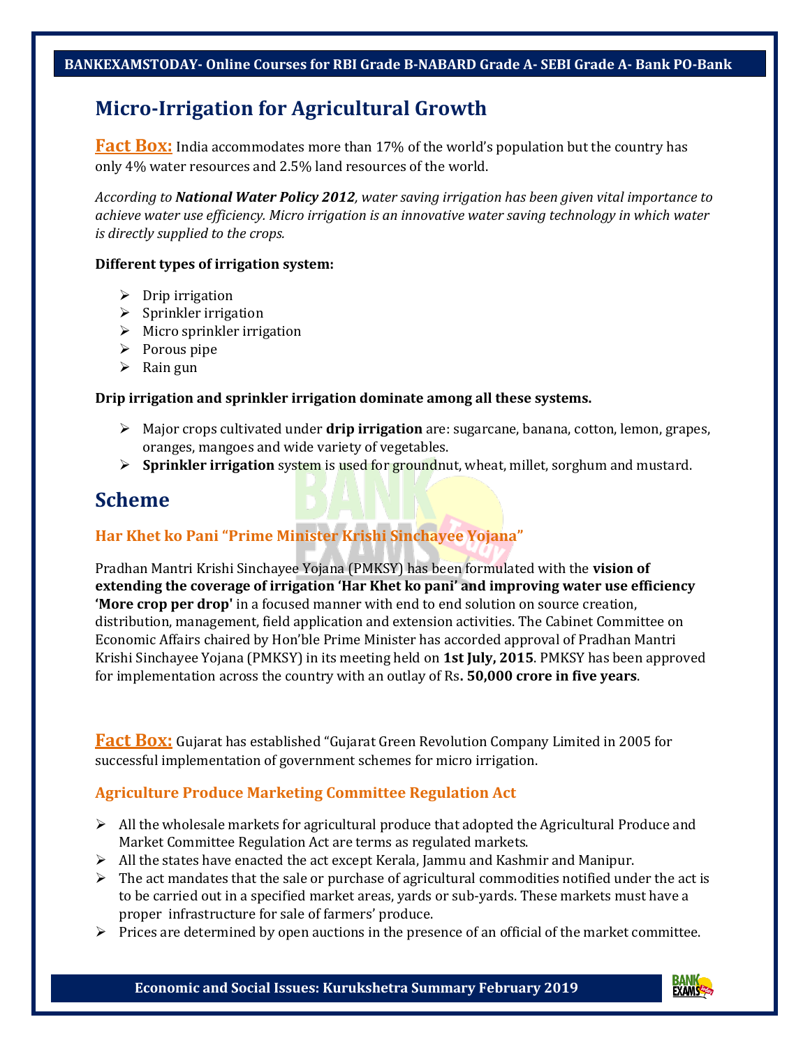## Micro-Irrigation for Agricultural Growth

**Fact Box:** India accommodates more than 17% of the world's population but the country has only 4% water resources and 2.5% land resources of the world.

*According to **National Water Policy 2012**, water saving irrigation has been given vital importance to achieve water use efficiency. Micro irrigation is an innovative water saving technology in which water is directly supplied to the crops.*

**Different types of irrigation system:**

- Drip irrigation
- Sprinkler irrigation
- Micro sprinkler irrigation
- Porous pipe
- Rain gun

**Drip irrigation and sprinkler irrigation dominate among all these systems.**

- Major crops cultivated under **drip irrigation** are: sugarcane, banana, cotton, lemon, grapes, oranges, mangoes and wide variety of vegetables.
- **Sprinkler irrigation** system is used for groundnut, wheat, millet, sorghum and mustard.

## Scheme

### Har Khet ko Pani "Prime Minister Krishi Sinchayee Yojana"

Pradhan Mantri Krishi Sinchayee Yojana (PMKSY) has been formulated with the **vision of extending the coverage of irrigation 'Har Khet ko pani' and improving water use efficiency 'More crop per drop'** in a focused manner with end to end solution on source creation, distribution, management, field application and extension activities. The Cabinet Committee on Economic Affairs chaired by Hon'ble Prime Minister has accorded approval of Pradhan Mantri Krishi Sinchayee Yojana (PMKSY) in its meeting held on **1st July, 2015**. PMKSY has been approved for implementation across the country with an outlay of Rs**. 50,000 crore in five years**.

**Fact Box:** Gujarat has established "Gujarat Green Revolution Company Limited in 2005 for successful implementation of government schemes for micro irrigation.

### Agriculture Produce Marketing Committee Regulation Act

- All the wholesale markets for agricultural produce that adopted the Agricultural Produce and Market Committee Regulation Act are terms as regulated markets.
- All the states have enacted the act except Kerala, Jammu and Kashmir and Manipur.
- The act mandates that the sale or purchase of agricultural commodities notified under the act is to be carried out in a specified market areas, yards or sub-yards. These markets must have a proper infrastructure for sale of farmers' produce.
- Prices are determined by open auctions in the presence of an official of the market committee.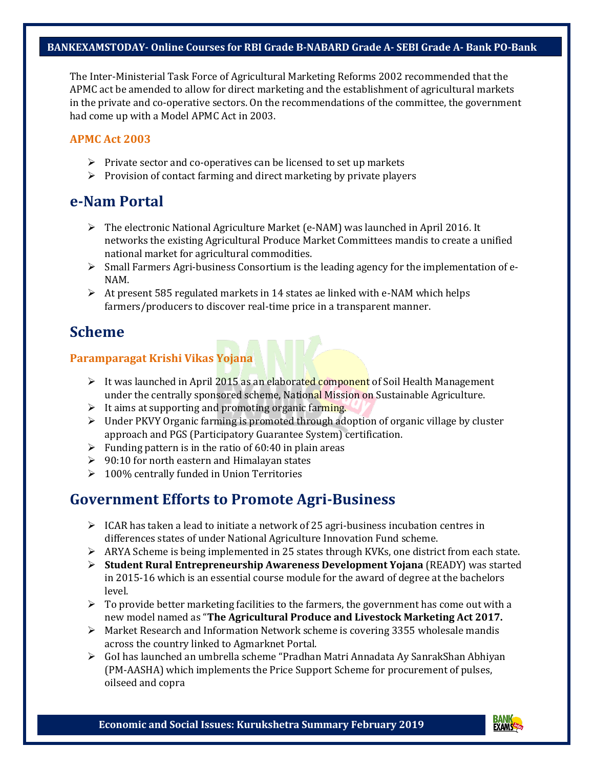The Inter-Ministerial Task Force of Agricultural Marketing Reforms 2002 recommended that the APMC act be amended to allow for direct marketing and the establishment of agricultural markets in the private and co-operative sectors. On the recommendations of the committee, the government had come up with a Model APMC Act in 2003.

### APMC Act 2003

- Private sector and co-operatives can be licensed to set up markets
- Provision of contact farming and direct marketing by private players

## e-Nam Portal

- The electronic National Agriculture Market (e-NAM) was launched in April 2016. It networks the existing Agricultural Produce Market Committees mandis to create a unified national market for agricultural commodities.
- Small Farmers Agri-business Consortium is the leading agency for the implementation of e-NAM.
- At present 585 regulated markets in 14 states ae linked with e-NAM which helps farmers/producers to discover real-time price in a transparent manner.

## Scheme

### Paramparagat Krishi Vikas Yojana

- It was launched in April 2015 as an elaborated component of Soil Health Management under the centrally sponsored scheme, National Mission on Sustainable Agriculture.
- It aims at supporting and promoting organic farming.
- Under PKVY Organic farming is promoted through adoption of organic village by cluster approach and PGS (Participatory Guarantee System) certification.
- Funding pattern is in the ratio of 60:40 in plain areas
- 90:10 for north eastern and Himalayan states
- 100% centrally funded in Union Territories

## Government Efforts to Promote Agri-Business

- ICAR has taken a lead to initiate a network of 25 agri-business incubation centres in differences states of under National Agriculture Innovation Fund scheme.
- ARYA Scheme is being implemented in 25 states through KVKs, one district from each state.
- **Student Rural Entrepreneurship Awareness Development Yojana** (READY) was started in 2015-16 which is an essential course module for the award of degree at the bachelors level.
- To provide better marketing facilities to the farmers, the government has come out with a new model named as "**The Agricultural Produce and Livestock Marketing Act 2017.**
- Market Research and Information Network scheme is covering 3355 wholesale mandis across the country linked to Agmarknet Portal.
- GoI has launched an umbrella scheme "Pradhan Matri Annadata Ay SanrakShan Abhiyan (PM-AASHA) which implements the Price Support Scheme for procurement of pulses, oilseed and copra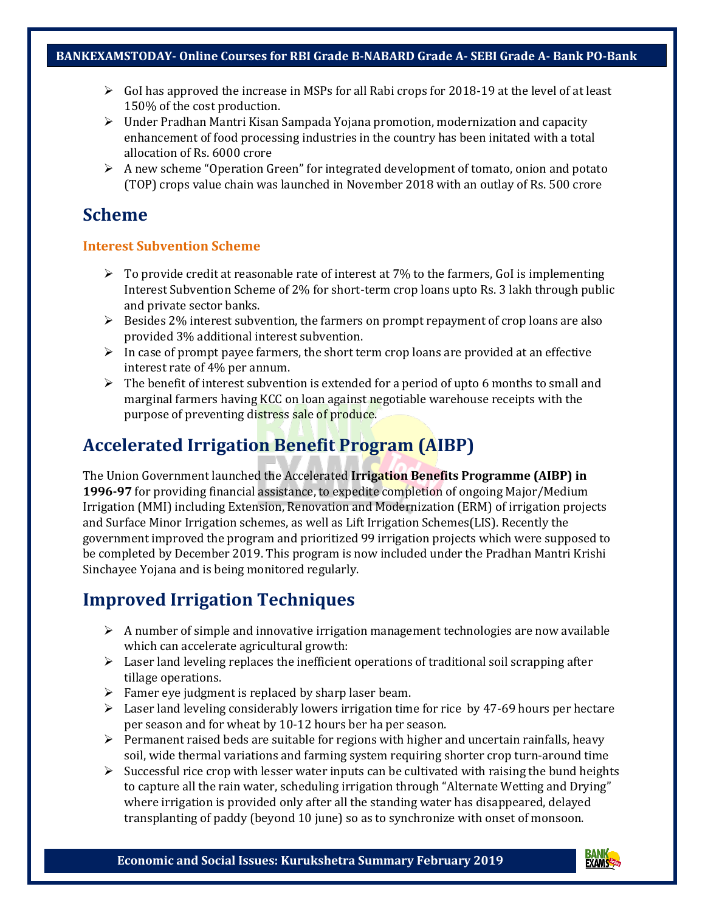- GoI has approved the increase in MSPs for all Rabi crops for 2018-19 at the level of at least 150% of the cost production.
- Under Pradhan Mantri Kisan Sampada Yojana promotion, modernization and capacity enhancement of food processing industries in the country has been initated with a total allocation of Rs. 6000 crore
- A new scheme "Operation Green" for integrated development of tomato, onion and potato (TOP) crops value chain was launched in November 2018 with an outlay of Rs. 500 crore

## Scheme

### Interest Subvention Scheme

- To provide credit at reasonable rate of interest at 7% to the farmers, GoI is implementing Interest Subvention Scheme of 2% for short-term crop loans upto Rs. 3 lakh through public and private sector banks.
- Besides 2% interest subvention, the farmers on prompt repayment of crop loans are also provided 3% additional interest subvention.
- In case of prompt payee farmers, the short term crop loans are provided at an effective interest rate of 4% per annum.
- The benefit of interest subvention is extended for a period of upto 6 months to small and marginal farmers having KCC on loan against negotiable warehouse receipts with the purpose of preventing distress sale of produce.

## Accelerated Irrigation Benefit Program (AIBP)

The Union Government launched the Accelerated **Irrigation Benefits Programme (AIBP) in 1996-97** for providing financial assistance, to expedite completion of ongoing Major/Medium Irrigation (MMI) including Extension, Renovation and Modernization (ERM) of irrigation projects and Surface Minor Irrigation schemes, as well as Lift Irrigation Schemes(LIS). Recently the government improved the program and prioritized 99 irrigation projects which were supposed to be completed by December 2019. This program is now included under the Pradhan Mantri Krishi Sinchayee Yojana and is being monitored regularly.

## Improved Irrigation Techniques

- A number of simple and innovative irrigation management technologies are now available which can accelerate agricultural growth:
- Laser land leveling replaces the inefficient operations of traditional soil scrapping after tillage operations.
- Famer eye judgment is replaced by sharp laser beam.
- Laser land leveling considerably lowers irrigation time for rice by 47-69 hours per hectare per season and for wheat by 10-12 hours ber ha per season.
- Permanent raised beds are suitable for regions with higher and uncertain rainfalls, heavy soil, wide thermal variations and farming system requiring shorter crop turn-around time
- Successful rice crop with lesser water inputs can be cultivated with raising the bund heights to capture all the rain water, scheduling irrigation through "Alternate Wetting and Drying" where irrigation is provided only after all the standing water has disappeared, delayed transplanting of paddy (beyond 10 june) so as to synchronize with onset of monsoon.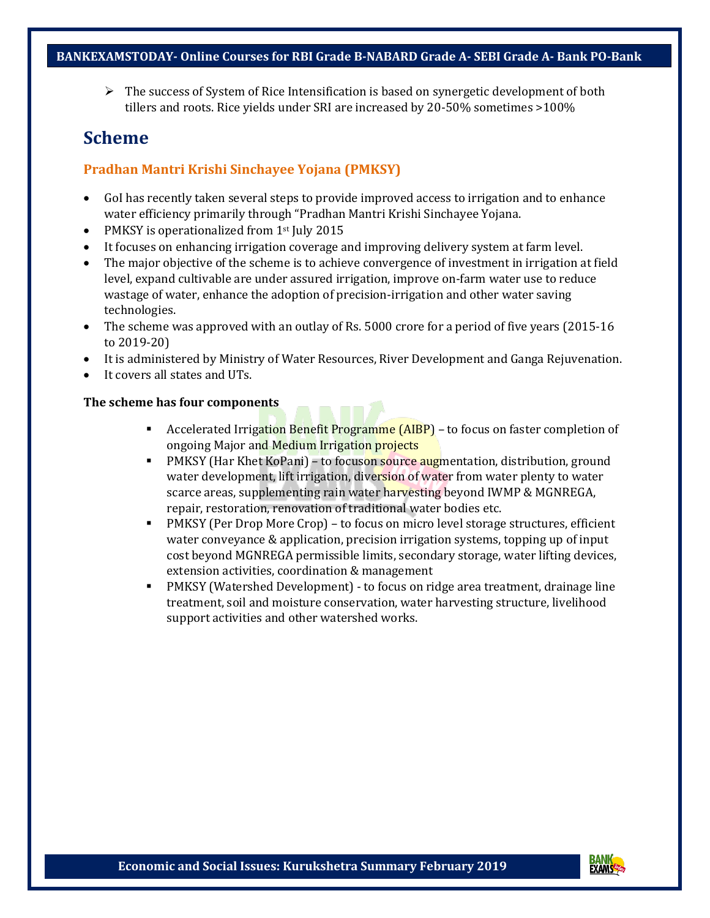- The success of System of Rice Intensification is based on synergetic development of both tillers and roots. Rice yields under SRI are increased by 20-50% sometimes >100%

## Scheme

### Pradhan Mantri Krishi Sinchayee Yojana (PMKSY)

- GoI has recently taken several steps to provide improved access to irrigation and to enhance water efficiency primarily through "Pradhan Mantri Krishi Sinchayee Yojana.
- PMKSY is operationalized from 1st July 2015
- It focuses on enhancing irrigation coverage and improving delivery system at farm level.
- The major objective of the scheme is to achieve convergence of investment in irrigation at field level, expand cultivable are under assured irrigation, improve on-farm water use to reduce wastage of water, enhance the adoption of precision-irrigation and other water saving technologies.
- The scheme was approved with an outlay of Rs. 5000 crore for a period of five years (2015-16 to 2019-20)
- It is administered by Ministry of Water Resources, River Development and Ganga Rejuvenation.
- It covers all states and UTs.

**The scheme has four components**

- Accelerated Irrigation Benefit Programme (AIBP) – to focus on faster completion of ongoing Major and Medium Irrigation projects
- PMKSY (Har Khet KoPani) – to focuson source augmentation, distribution, ground water development, lift irrigation, diversion of water from water plenty to water scarce areas, supplementing rain water harvesting beyond IWMP & MGNREGA, repair, restoration, renovation of traditional water bodies etc.
- PMKSY (Per Drop More Crop) – to focus on micro level storage structures, efficient water conveyance & application, precision irrigation systems, topping up of input cost beyond MGNREGA permissible limits, secondary storage, water lifting devices, extension activities, coordination & management
- PMKSY (Watershed Development) - to focus on ridge area treatment, drainage line treatment, soil and moisture conservation, water harvesting structure, livelihood support activities and other watershed works.